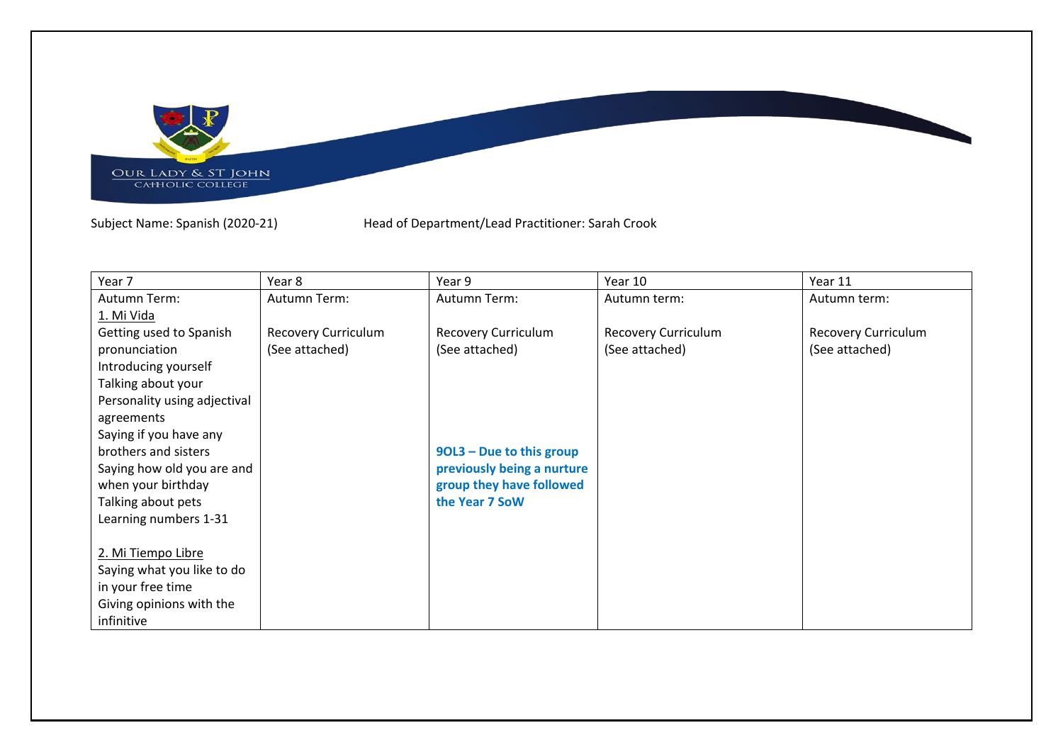Our Lady & St John Catholic College

Subject Name: Spanish (2020-21)    Head of Department/Lead Practitioner: Sarah Crook

| Year 7 | Year 8 | Year 9 | Year 10 | Year 11 |
|---|---|---|---|---|
| Autumn Term:<br>1. Mi Vida<br>Getting used to Spanish pronunciation<br>Introducing yourself<br>Talking about your Personality using adjectival agreements<br>Saying if you have any brothers and sisters<br>Saying how old you are and when your birthday<br>Talking about pets<br>Learning numbers 1-31<br><br>2. Mi Tiempo Libre<br>Saying what you like to do in your free time<br>Giving opinions with the infinitive | Autumn Term:<br><br>Recovery Curriculum<br>(See attached) | Autumn Term:<br><br>Recovery Curriculum<br>(See attached)<br><br>**9OL3 – Due to this group previously being a nurture group they have followed the Year 7 SoW** | Autumn term:<br><br>Recovery Curriculum<br>(See attached) | Autumn term:<br><br>Recovery Curriculum<br>(See attached) |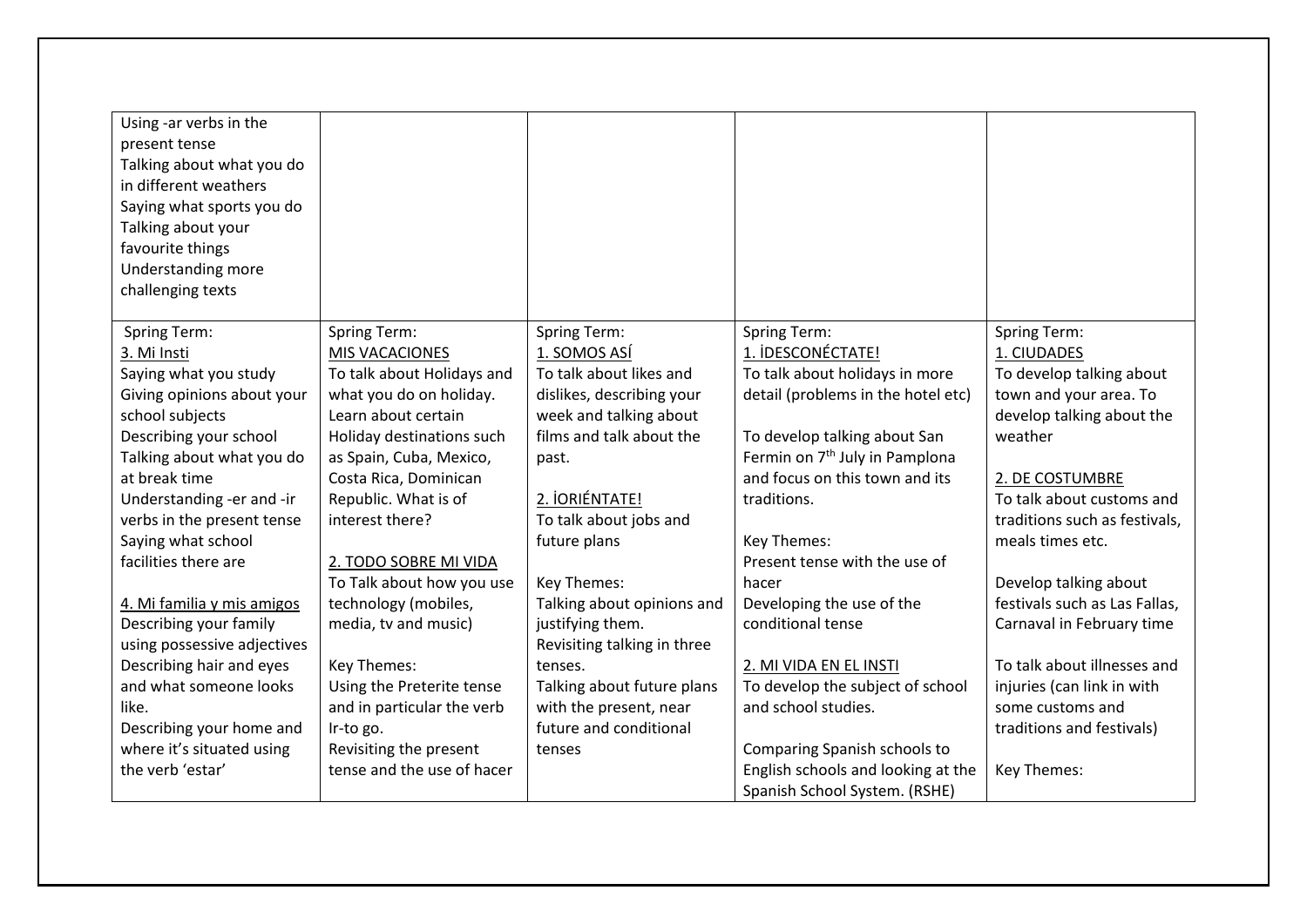| | | | | |
|---|---|---|---|---|
| Using -ar verbs in the present tense<br>Talking about what you do in different weathers<br>Saying what sports you do<br>Talking about your favourite things<br>Understanding more challenging texts | | | | |
| Spring Term:<br>3. Mi Insti<br>Saying what you study<br>Giving opinions about your school subjects<br>Describing your school<br>Talking about what you do at break time<br>Understanding -er and -ir verbs in the present tense<br>Saying what school facilities there are<br><br>4. Mi familia y mis amigos<br>Describing your family using possessive adjectives<br>Describing hair and eyes and what someone looks like.<br>Describing your home and where it's situated using the verb 'estar' | Spring Term:<br>MIS VACACIONES<br>To talk about Holidays and what you do on holiday. Learn about certain Holiday destinations such as Spain, Cuba, Mexico, Costa Rica, Dominican Republic. What is of interest there?<br><br>2. TODO SOBRE MI VIDA<br>To Talk about how you use technology (mobiles, media, tv and music)<br><br>Key Themes:<br>Using the Preterite tense and in particular the verb Ir-to go.<br>Revisiting the present tense and the use of hacer | Spring Term:<br>1. SOMOS ASÍ<br>To talk about likes and dislikes, describing your week and talking about films and talk about the past.<br><br>2. ¡ORIÉNTATE!<br>To talk about jobs and future plans<br><br>Key Themes:<br>Talking about opinions and justifying them.<br>Revisiting talking in three tenses.<br>Talking about future plans with the present, near future and conditional tenses | Spring Term:<br>1. ¡DESCONÉCTATE!<br>To talk about holidays in more detail (problems in the hotel etc)<br><br>To develop talking about San Fermin on 7th July in Pamplona and focus on this town and its traditions.<br><br>Key Themes:<br>Present tense with the use of hacer<br>Developing the use of the conditional tense<br><br>2. MI VIDA EN EL INSTI<br>To develop the subject of school and school studies.<br><br>Comparing Spanish schools to English schools and looking at the Spanish School System. (RSHE) | Spring Term:<br>1. CIUDADES<br>To develop talking about town and your area. To develop talking about the weather<br><br>2. DE COSTUMBRE<br>To talk about customs and traditions such as festivals, meals times etc.<br><br>Develop talking about festivals such as Las Fallas, Carnaval in February time<br><br>To talk about illnesses and injuries (can link in with some customs and traditions and festivals)<br><br>Key Themes: |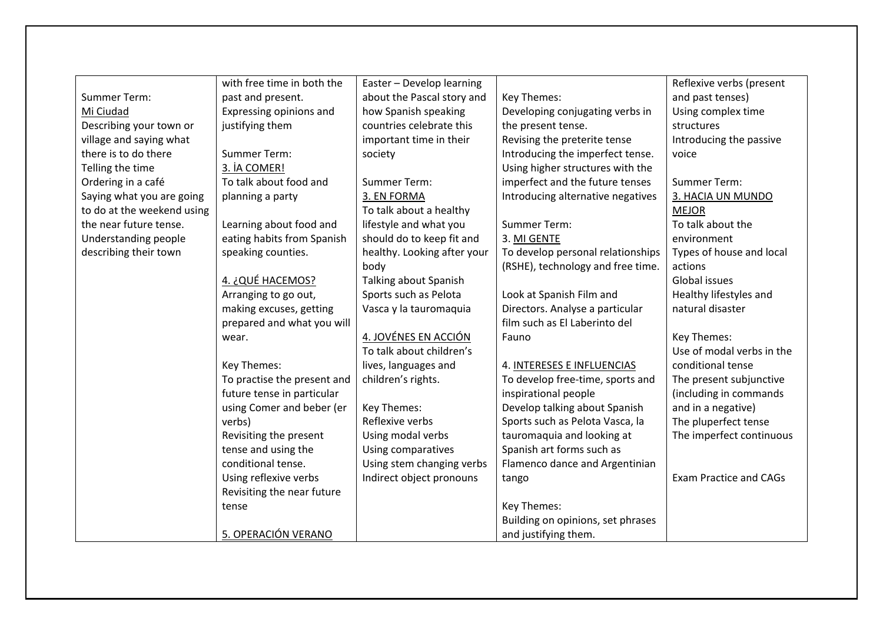| | | | | |
|---|---|---|---|---|
| Summer Term:<br>Mi Ciudad<br>Describing your town or village and saying what there is to do there<br>Telling the time<br>Ordering in a café<br>Saying what you are going to do at the weekend using the near future tense.<br>Understanding people describing their town | with free time in both the past and present.<br>Expressing opinions and justifying them<br><br>Summer Term:<br>3. ÌA COMER!<br>To talk about food and planning a party<br><br>Learning about food and eating habits from Spanish speaking counties.<br><br>4. ¿QUÉ HACEMOS?<br>Arranging to go out, making excuses, getting prepared and what you will wear.<br><br>Key Themes:<br>To practise the present and future tense in particular using Comer and beber (er verbs)<br>Revisiting the present tense and using the conditional tense.<br>Using reflexive verbs<br>Revisiting the near future tense<br><br>5. OPERACIÓN VERANO | Easter – Develop learning about the Pascal story and how Spanish speaking countries celebrate this important time in their society<br><br>Summer Term:<br>3. EN FORMA<br>To talk about a healthy lifestyle and what you should do to keep fit and healthy. Looking after your body<br>Talking about Spanish Sports such as Pelota Vasca y la tauromaquia<br><br>4. JOVÉNES EN ACCIÓN<br>To talk about children's lives, languages and children's rights.<br><br>Key Themes:<br>Reflexive verbs<br>Using modal verbs<br>Using comparatives<br>Using stem changing verbs<br>Indirect object pronouns | Key Themes:<br>Developing conjugating verbs in the present tense.<br>Revising the preterite tense<br>Introducing the imperfect tense.<br>Using higher structures with the imperfect and the future tenses<br>Introducing alternative negatives<br><br>Summer Term:<br>3. MI GENTE<br>To develop personal relationships (RSHE), technology and free time.<br><br>Look at Spanish Film and Directors. Analyse a particular film such as El Laberinto del Fauno<br><br>4. INTERESES E INFLUENCIAS<br>To develop free-time, sports and inspirational people<br>Develop talking about Spanish Sports such as Pelota Vasca, la tauromaquia and looking at Spanish art forms such as Flamenco dance and Argentinian tango<br><br>Key Themes:<br>Building on opinions, set phrases and justifying them. | Reflexive verbs (present and past tenses)<br>Using complex time structures<br>Introducing the passive voice<br><br>Summer Term:<br>3. HACIA UN MUNDO MEJOR<br>To talk about the environment<br>Types of house and local actions<br>Global issues<br>Healthy lifestyles and natural disaster<br><br>Key Themes:<br>Use of modal verbs in the conditional tense<br>The present subjunctive (including in commands and in a negative)<br>The pluperfect tense<br>The imperfect continuous<br><br>Exam Practice and CAGs |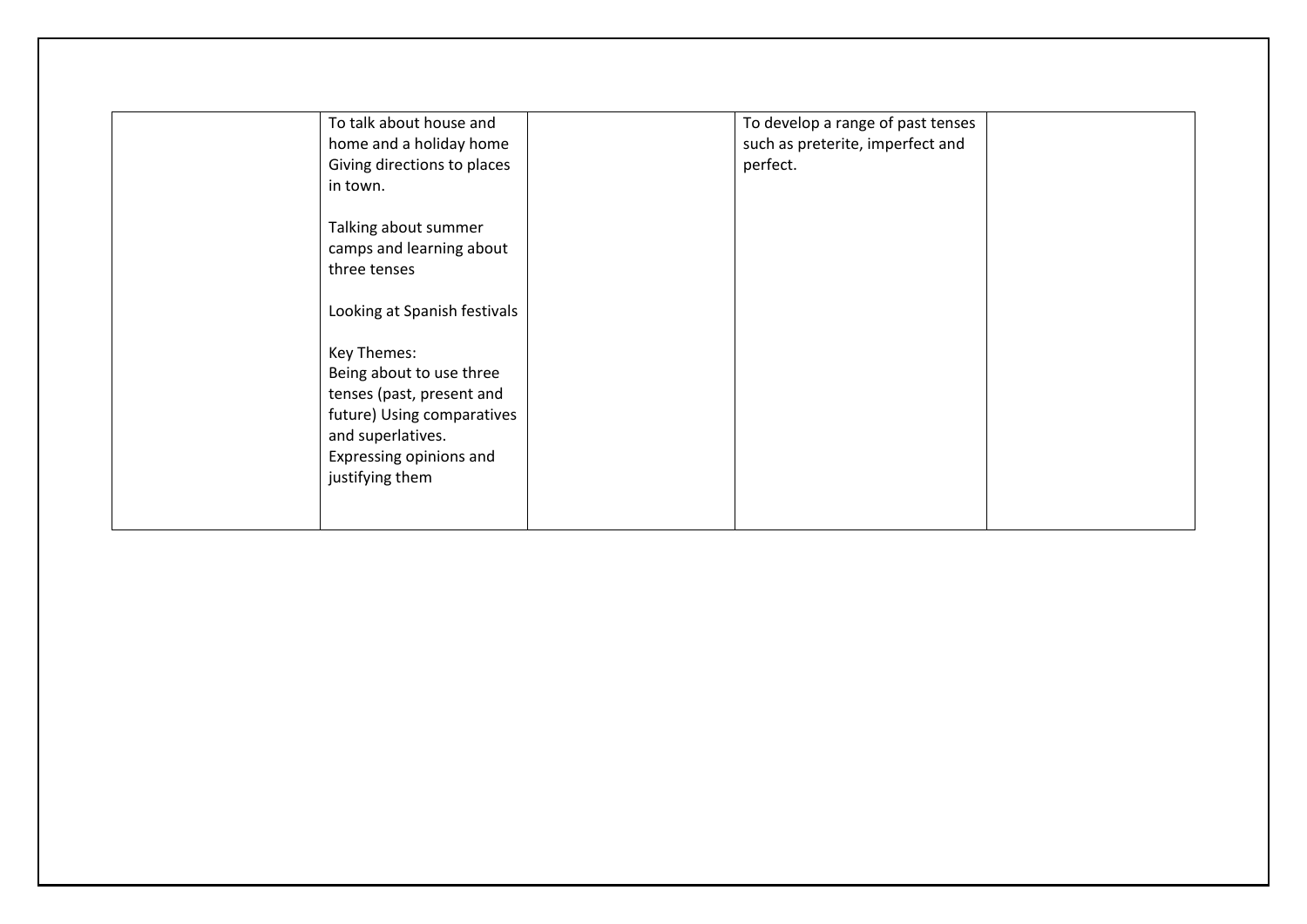| | | | | |
|---|---|---|---|---|
| | To talk about house and home and a holiday home Giving directions to places in town.<br><br>Talking about summer camps and learning about three tenses<br><br>Looking at Spanish festivals<br><br>Key Themes:<br>Being about to use three tenses (past, present and future) Using comparatives and superlatives.<br>Expressing opinions and justifying them | | To develop a range of past tenses such as preterite, imperfect and perfect. | |